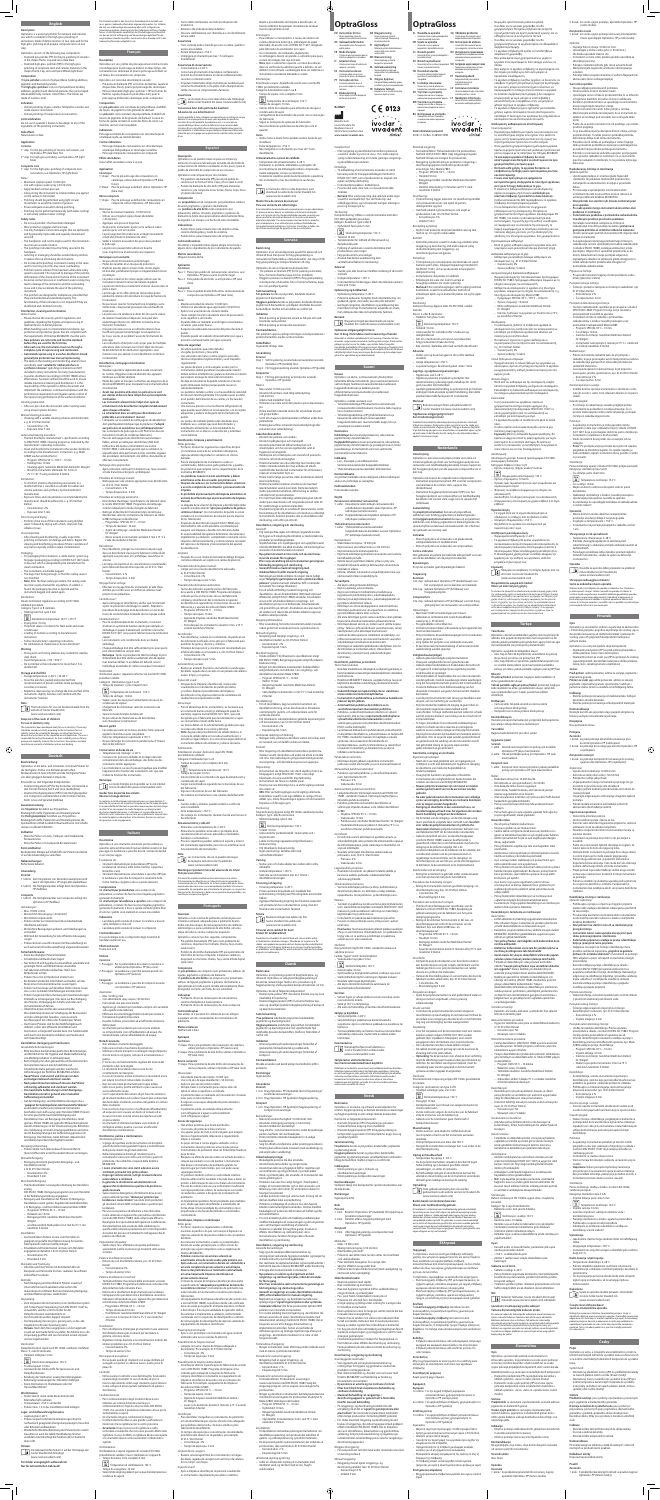# OptraGloss

ivoclar vivadent